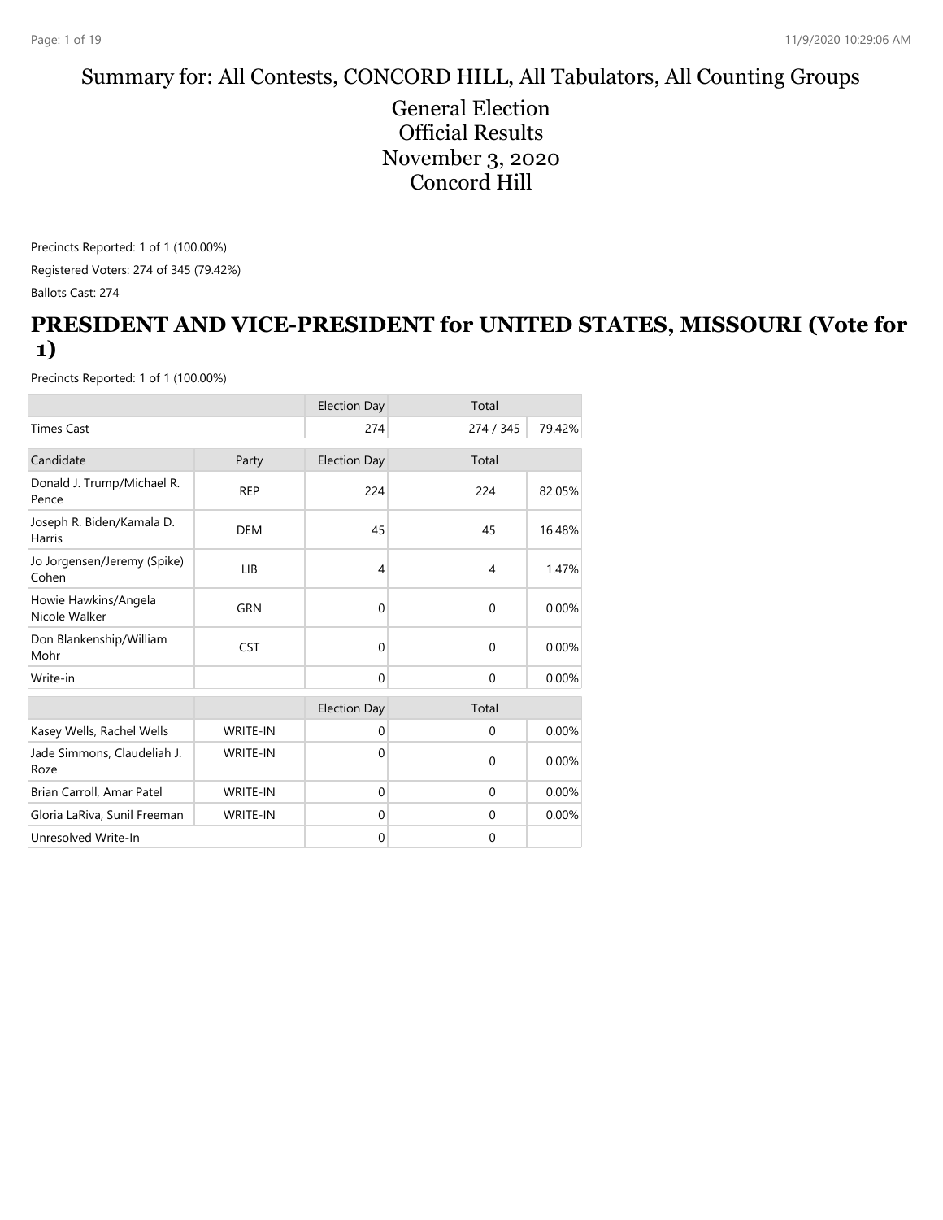# Summary for: All Contests, CONCORD HILL, All Tabulators, All Counting Groups

General Election
Official Results
November 3, 2020
Concord Hill

Precincts Reported: 1 of 1 (100.00%)

Registered Voters: 274 of 345 (79.42%)

Ballots Cast: 274

## PRESIDENT AND VICE-PRESIDENT for UNITED STATES, MISSOURI (Vote for 1)

Precincts Reported: 1 of 1 (100.00%)

| | | Election Day | Total | |
|---|---|---|---|---|
| Times Cast | | 274 | 274 / 345 | 79.42% |

| Candidate | Party | Election Day | Total | |
|---|---|---|---|---|
| Donald J. Trump/Michael R. Pence | REP | 224 | 224 | 82.05% |
| Joseph R. Biden/Kamala D. Harris | DEM | 45 | 45 | 16.48% |
| Jo Jorgensen/Jeremy (Spike) Cohen | LIB | 4 | 4 | 1.47% |
| Howie Hawkins/Angela Nicole Walker | GRN | 0 | 0 | 0.00% |
| Don Blankenship/William Mohr | CST | 0 | 0 | 0.00% |
| Write-in | | 0 | 0 | 0.00% |

| | | Election Day | Total | |
|---|---|---|---|---|
| Kasey Wells, Rachel Wells | WRITE-IN | 0 | 0 | 0.00% |
| Jade Simmons, Claudeliah J. Roze | WRITE-IN | 0 | 0 | 0.00% |
| Brian Carroll, Amar Patel | WRITE-IN | 0 | 0 | 0.00% |
| Gloria LaRiva, Sunil Freeman | WRITE-IN | 0 | 0 | 0.00% |
| Unresolved Write-In | | 0 | 0 | |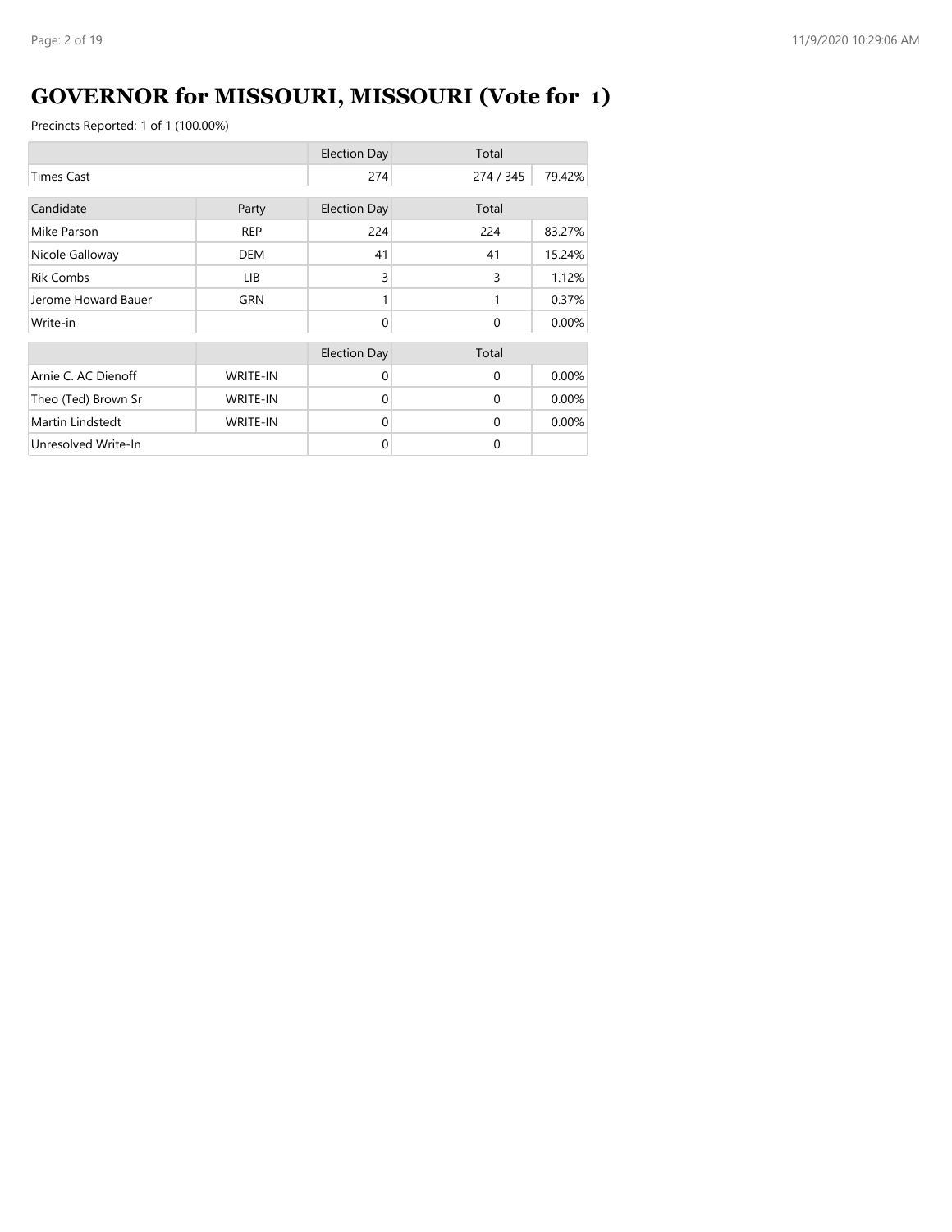# GOVERNOR for MISSOURI, MISSOURI (Vote for 1)

Precincts Reported: 1 of 1 (100.00%)

| | | Election Day | Total | |
|---|---|---|---|---|
| Times Cast | | 274 | 274 / 345 | 79.42% |

| Candidate | Party | Election Day | Total | |
|---|---|---|---|---|
| Mike Parson | REP | 224 | 224 | 83.27% |
| Nicole Galloway | DEM | 41 | 41 | 15.24% |
| Rik Combs | LIB | 3 | 3 | 1.12% |
| Jerome Howard Bauer | GRN | 1 | 1 | 0.37% |
| Write-in | | 0 | 0 | 0.00% |

| | | Election Day | Total | |
|---|---|---|---|---|
| Arnie C. AC Dienoff | WRITE-IN | 0 | 0 | 0.00% |
| Theo (Ted) Brown Sr | WRITE-IN | 0 | 0 | 0.00% |
| Martin Lindstedt | WRITE-IN | 0 | 0 | 0.00% |
| Unresolved Write-In | | 0 | 0 | |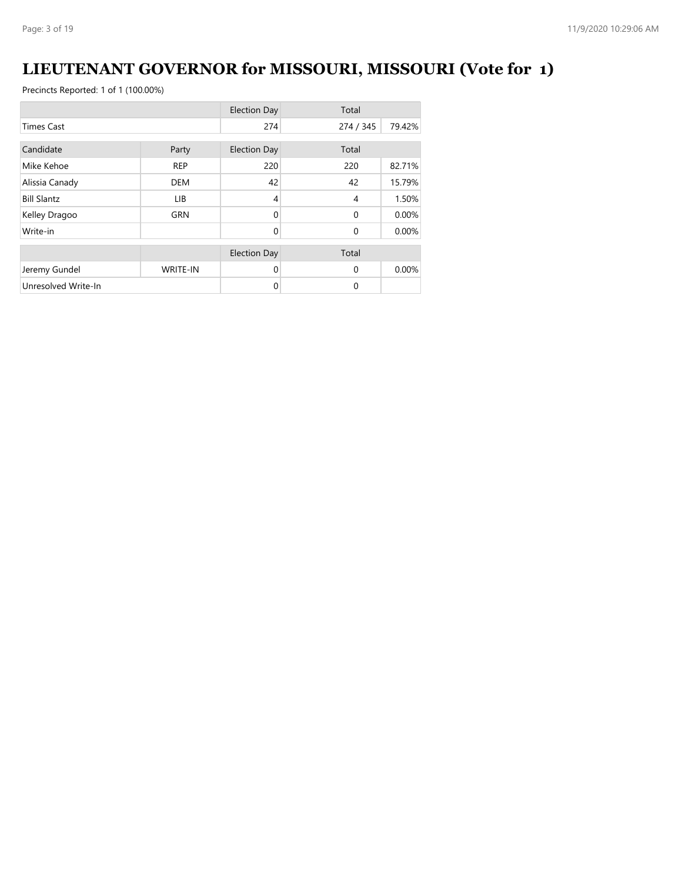# LIEUTENANT GOVERNOR for MISSOURI, MISSOURI (Vote for 1)

Precincts Reported: 1 of 1 (100.00%)

| | | Election Day | Total | |
|---|---|---|---|---|
| Times Cast | | 274 | 274 / 345 | 79.42% |

| Candidate | Party | Election Day | Total | |
|---|---|---|---|---|
| Mike Kehoe | REP | 220 | 220 | 82.71% |
| Alissia Canady | DEM | 42 | 42 | 15.79% |
| Bill Slantz | LIB | 4 | 4 | 1.50% |
| Kelley Dragoo | GRN | 0 | 0 | 0.00% |
| Write-in | | 0 | 0 | 0.00% |

| | | Election Day | Total | |
|---|---|---|---|---|
| Jeremy Gundel | WRITE-IN | 0 | 0 | 0.00% |
| Unresolved Write-In | | 0 | 0 | |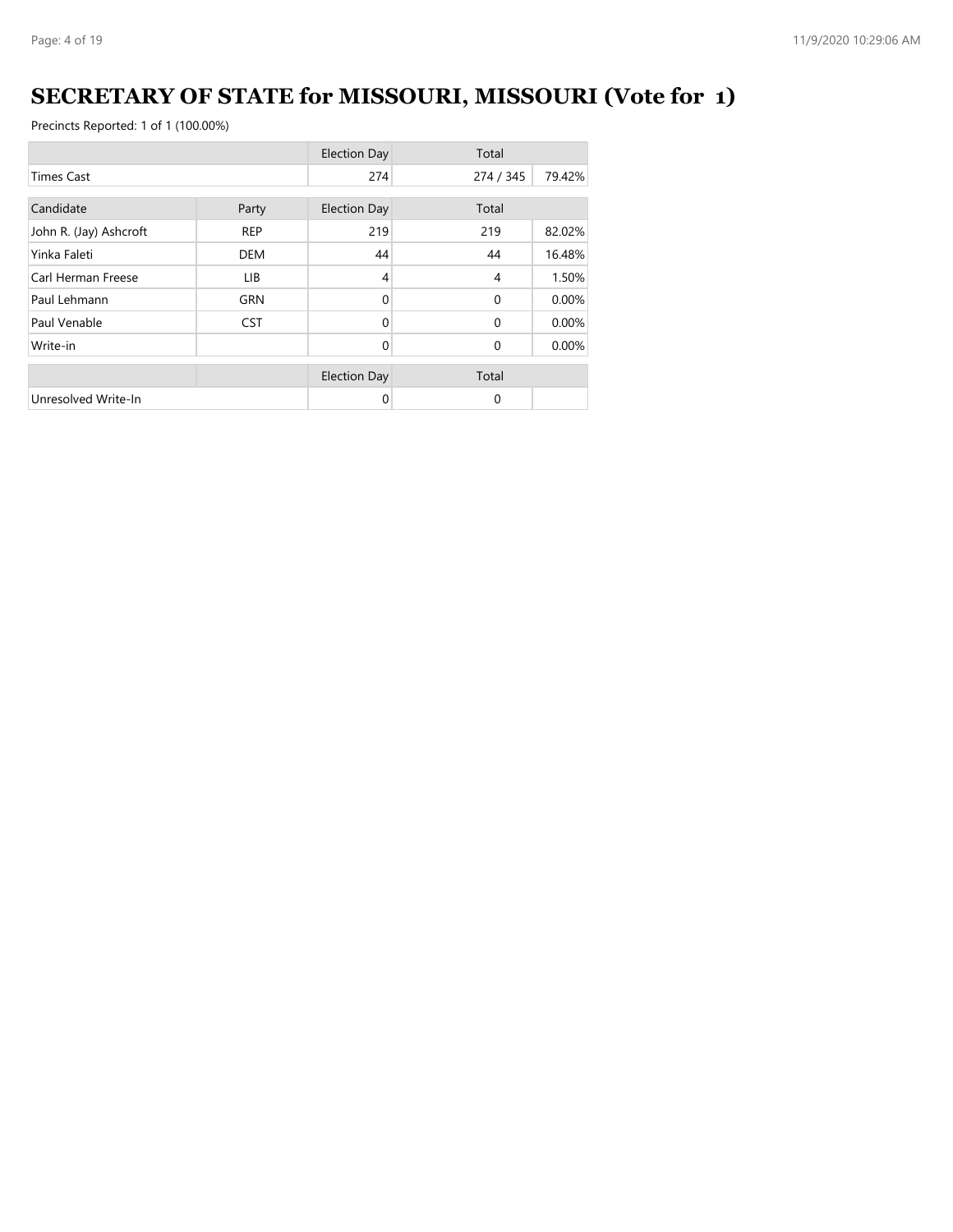# SECRETARY OF STATE for MISSOURI, MISSOURI (Vote for 1)

Precincts Reported: 1 of 1 (100.00%)

| | | Election Day | Total | |
|---|---|---|---|---|
| Times Cast | | 274 | 274 / 345 | 79.42% |

| Candidate | Party | Election Day | Total | |
|---|---|---|---|---|
| John R. (Jay) Ashcroft | REP | 219 | 219 | 82.02% |
| Yinka Faleti | DEM | 44 | 44 | 16.48% |
| Carl Herman Freese | LIB | 4 | 4 | 1.50% |
| Paul Lehmann | GRN | 0 | 0 | 0.00% |
| Paul Venable | CST | 0 | 0 | 0.00% |
| Write-in | | 0 | 0 | 0.00% |

| | | Election Day | Total | |
|---|---|---|---|---|
| Unresolved Write-In | | 0 | 0 | |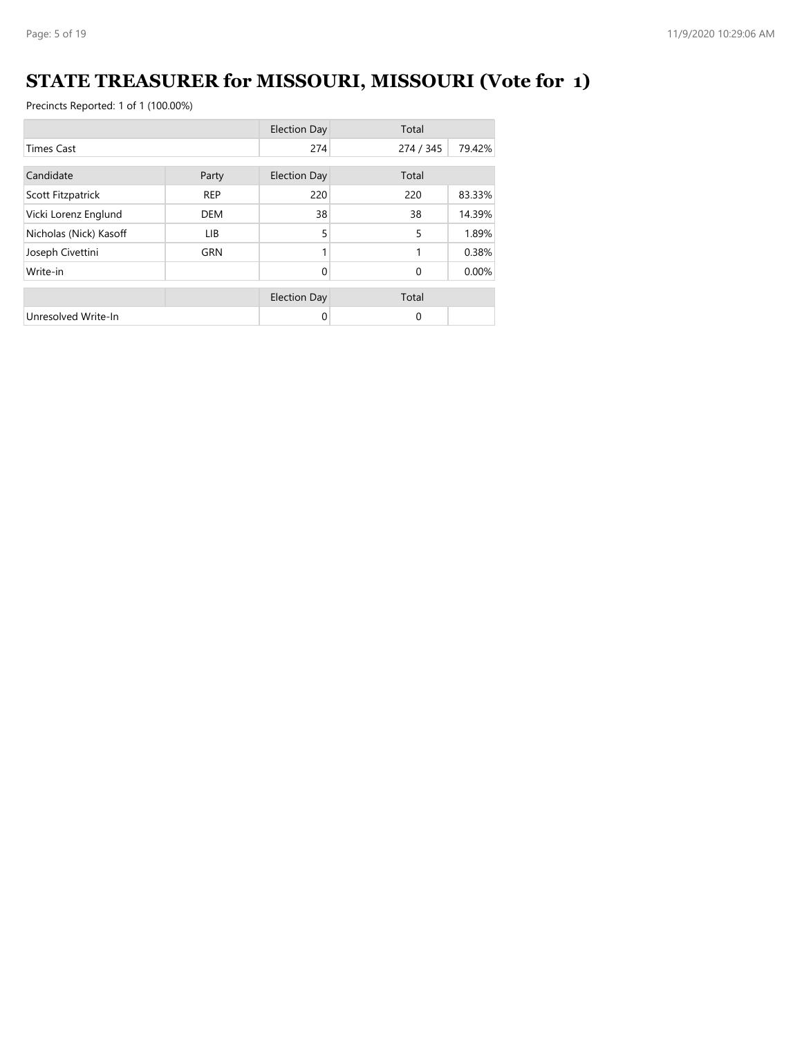# STATE TREASURER for MISSOURI, MISSOURI (Vote for 1)

Precincts Reported: 1 of 1 (100.00%)

| | | Election Day | Total | |
|---|---|---|---|---|
| Times Cast | | 274 | 274 / 345 | 79.42% |

| Candidate | Party | Election Day | Total | |
|---|---|---|---|---|
| Scott Fitzpatrick | REP | 220 | 220 | 83.33% |
| Vicki Lorenz Englund | DEM | 38 | 38 | 14.39% |
| Nicholas (Nick) Kasoff | LIB | 5 | 5 | 1.89% |
| Joseph Civettini | GRN | 1 | 1 | 0.38% |
| Write-in | | 0 | 0 | 0.00% |

| | | Election Day | Total | |
|---|---|---|---|---|
| Unresolved Write-In | | 0 | 0 | |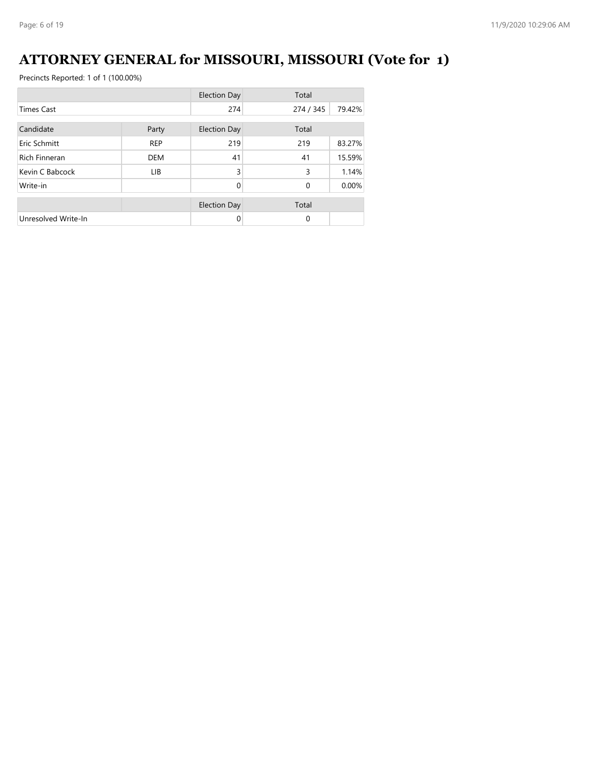# ATTORNEY GENERAL for MISSOURI, MISSOURI (Vote for 1)

Precincts Reported: 1 of 1 (100.00%)

| | | Election Day | Total | |
|---|---|---|---|---|
| Times Cast | | 274 | 274 / 345 | 79.42% |

| Candidate | Party | Election Day | Total | |
|---|---|---|---|---|
| Eric Schmitt | REP | 219 | 219 | 83.27% |
| Rich Finneran | DEM | 41 | 41 | 15.59% |
| Kevin C Babcock | LIB | 3 | 3 | 1.14% |
| Write-in | | 0 | 0 | 0.00% |

| | | Election Day | Total | |
|---|---|---|---|---|
| Unresolved Write-In | | 0 | 0 | |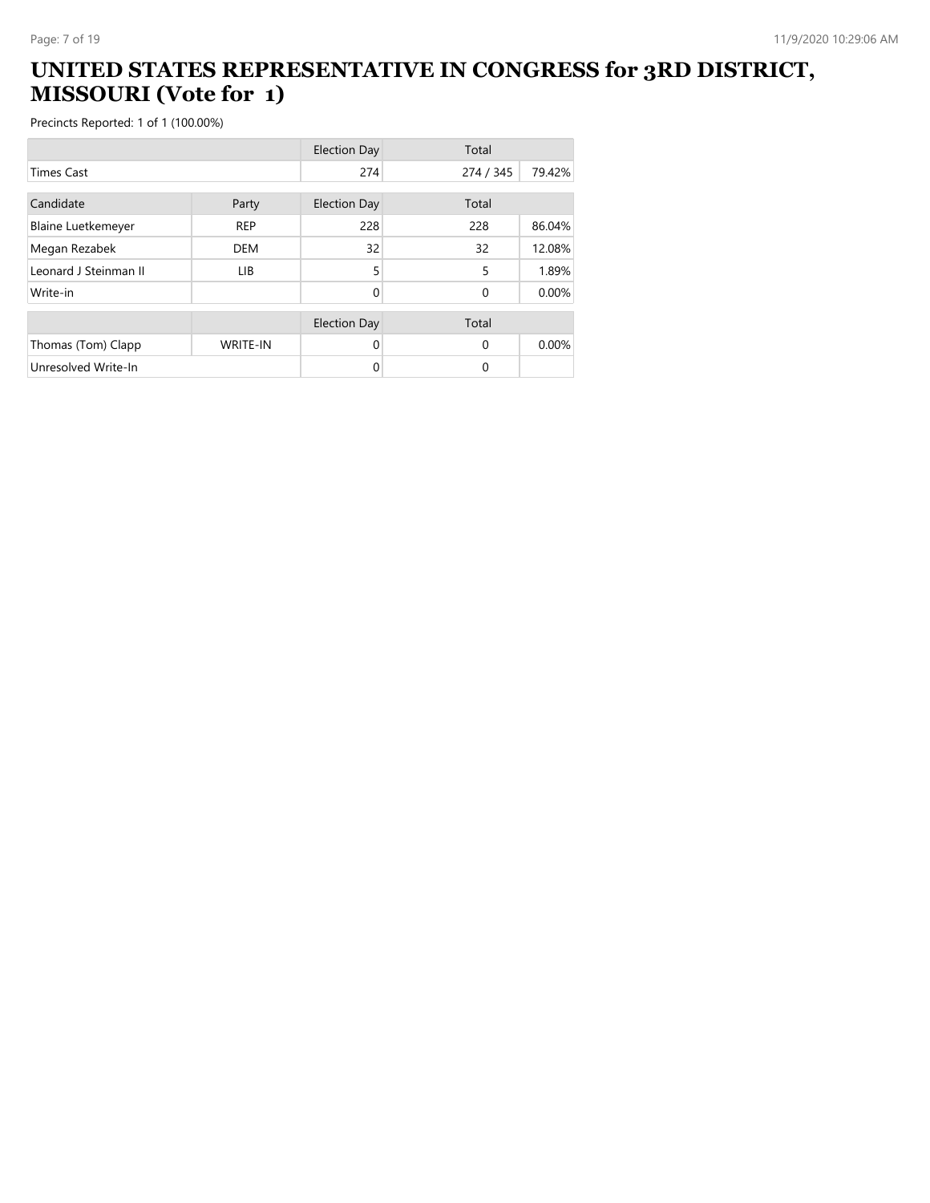# UNITED STATES REPRESENTATIVE IN CONGRESS for 3RD DISTRICT, MISSOURI (Vote for 1)

Precincts Reported: 1 of 1 (100.00%)

| | | Election Day | Total | |
|---|---|---|---|---|
| Times Cast | | 274 | 274 / 345 | 79.42% |

| Candidate | Party | Election Day | Total | |
|---|---|---|---|---|
| Blaine Luetkemeyer | REP | 228 | 228 | 86.04% |
| Megan Rezabek | DEM | 32 | 32 | 12.08% |
| Leonard J Steinman II | LIB | 5 | 5 | 1.89% |
| Write-in | | 0 | 0 | 0.00% |

| | | Election Day | Total | |
|---|---|---|---|---|
| Thomas (Tom) Clapp | WRITE-IN | 0 | 0 | 0.00% |
| Unresolved Write-In | | 0 | 0 | |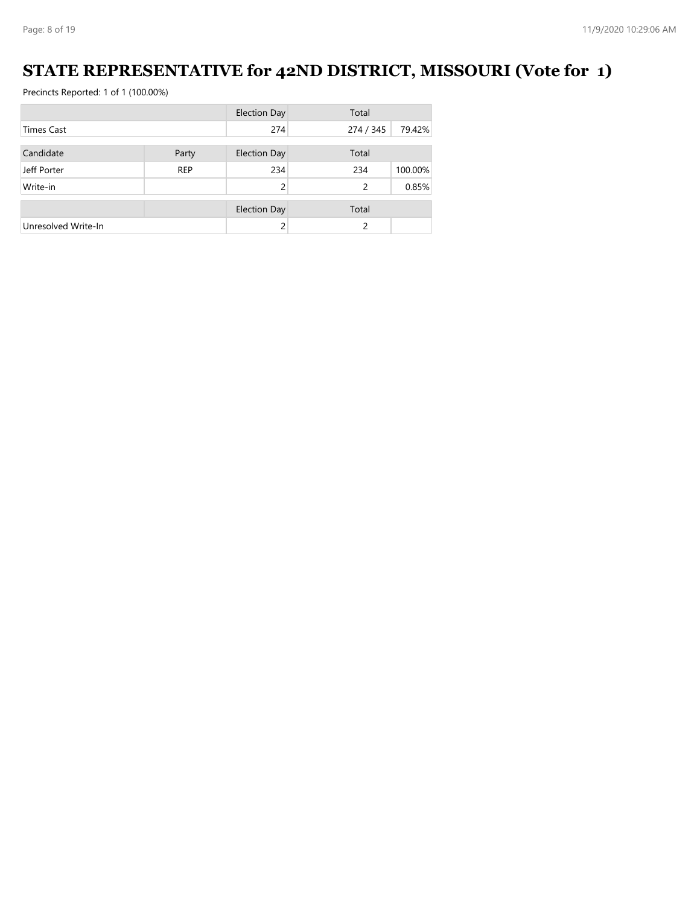# STATE REPRESENTATIVE for 42ND DISTRICT, MISSOURI (Vote for 1)

Precincts Reported: 1 of 1 (100.00%)

| | | Election Day | Total | |
|---|---|---|---|---|
| Times Cast | | 274 | 274 / 345 | 79.42% |

| Candidate | Party | Election Day | Total | |
|---|---|---|---|---|
| Jeff Porter | REP | 234 | 234 | 100.00% |
| Write-in | | 2 | 2 | 0.85% |

| | | Election Day | Total | |
|---|---|---|---|---|
| Unresolved Write-In | | 2 | 2 | |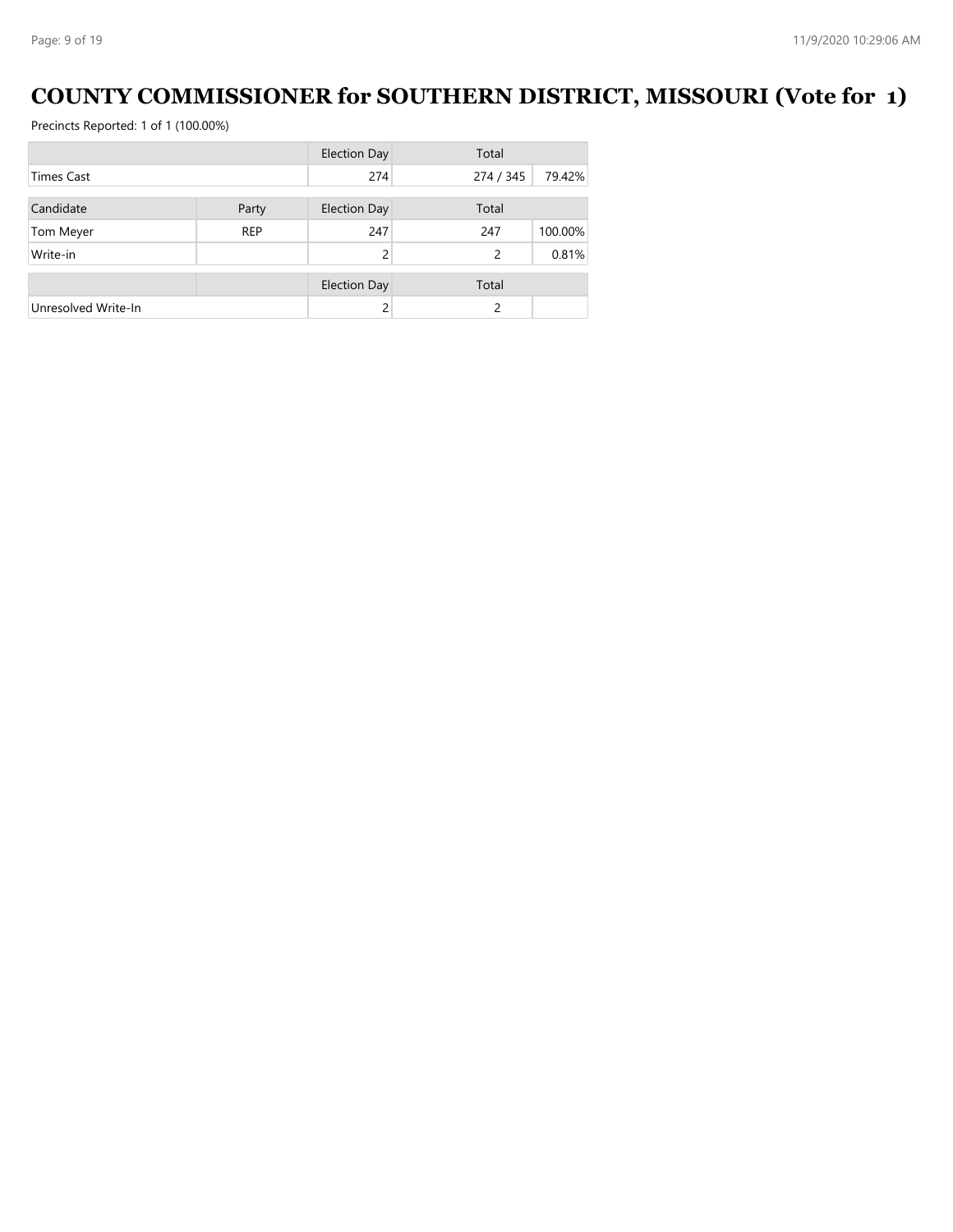# COUNTY COMMISSIONER for SOUTHERN DISTRICT, MISSOURI (Vote for 1)

Precincts Reported: 1 of 1 (100.00%)

| | | Election Day | Total | |
|---|---|---|---|---|
| Times Cast | | 274 | 274 / 345 | 79.42% |

| Candidate | Party | Election Day | Total | |
|---|---|---|---|---|
| Tom Meyer | REP | 247 | 247 | 100.00% |
| Write-in | | 2 | 2 | 0.81% |

| | | Election Day | Total | |
|---|---|---|---|---|
| Unresolved Write-In | | 2 | 2 | |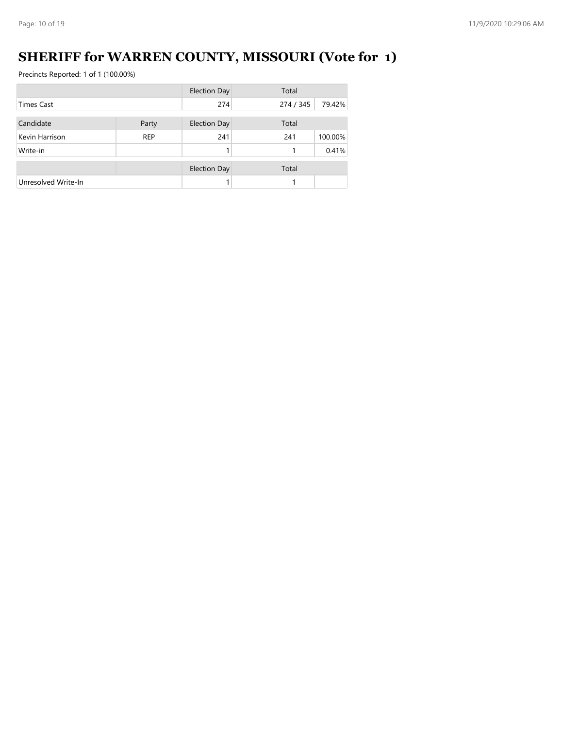# SHERIFF for WARREN COUNTY, MISSOURI (Vote for 1)

Precincts Reported: 1 of 1 (100.00%)

| | | Election Day | Total | |
|---|---|---|---|---|
| Times Cast | | 274 | 274 / 345 | 79.42% |

| Candidate | Party | Election Day | Total | |
|---|---|---|---|---|
| Kevin Harrison | REP | 241 | 241 | 100.00% |
| Write-in | | 1 | 1 | 0.41% |

| | | Election Day | Total | |
|---|---|---|---|---|
| Unresolved Write-In | | 1 | 1 | |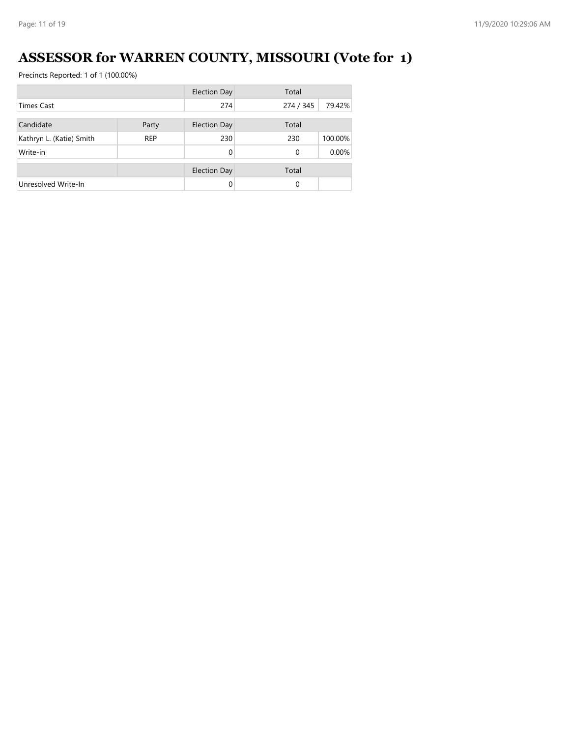# ASSESSOR for WARREN COUNTY, MISSOURI (Vote for 1)

Precincts Reported: 1 of 1 (100.00%)

| | | Election Day | Total | |
|---|---|---|---|---|
| Times Cast | | 274 | 274 / 345 | 79.42% |

| Candidate | Party | Election Day | Total | |
|---|---|---|---|---|
| Kathryn L. (Katie) Smith | REP | 230 | 230 | 100.00% |
| Write-in | | 0 | 0 | 0.00% |

| | | Election Day | Total | |
|---|---|---|---|---|
| Unresolved Write-In | | 0 | 0 | |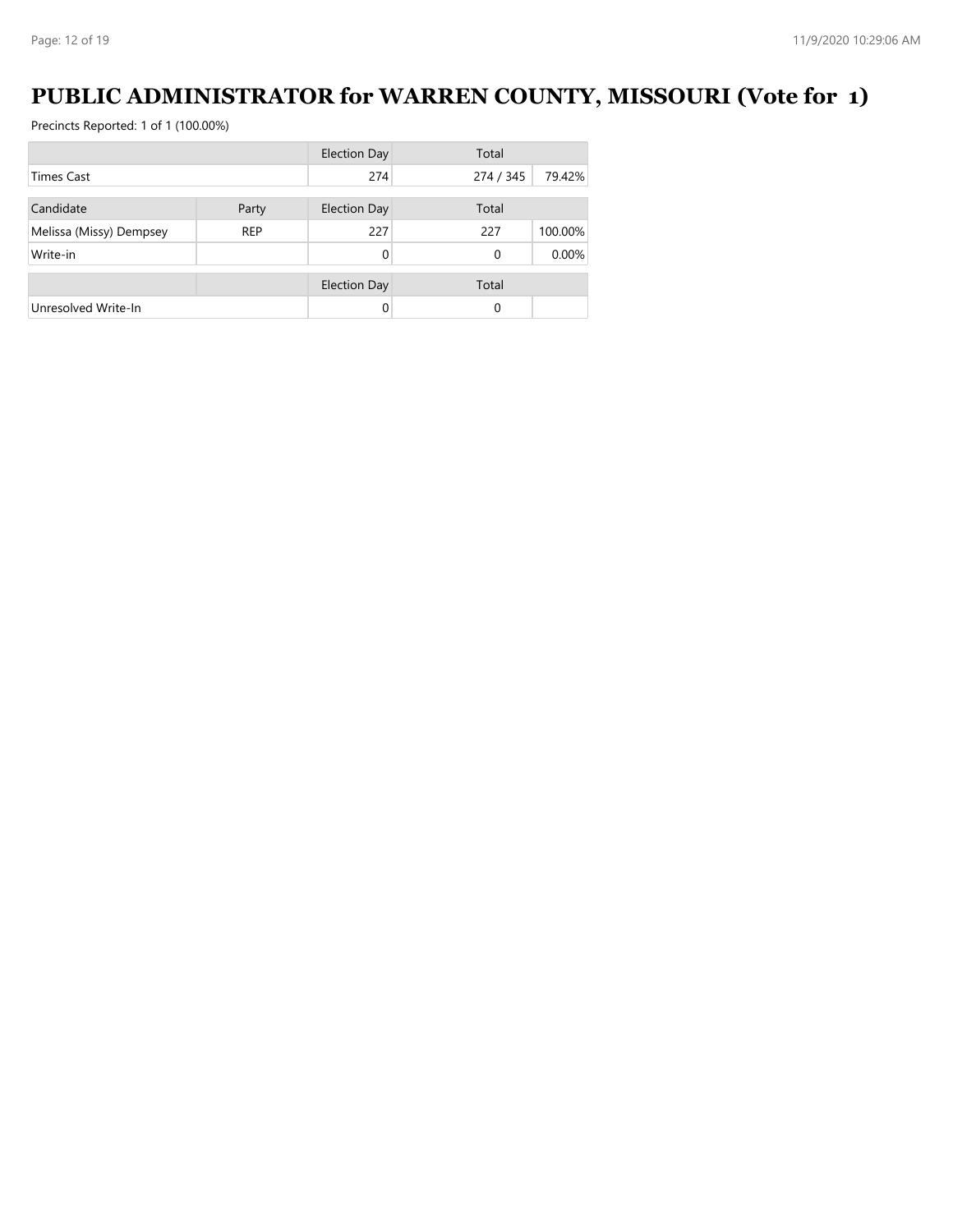# PUBLIC ADMINISTRATOR for WARREN COUNTY, MISSOURI (Vote for 1)

Precincts Reported: 1 of 1 (100.00%)

| | | Election Day | Total | |
|---|---|---|---|---|
| Times Cast | | 274 | 274 / 345 | 79.42% |

| Candidate | Party | Election Day | Total | |
|---|---|---|---|---|
| Melissa (Missy) Dempsey | REP | 227 | 227 | 100.00% |
| Write-in | | 0 | 0 | 0.00% |

| | | Election Day | Total | |
|---|---|---|---|---|
| Unresolved Write-In | | 0 | 0 | |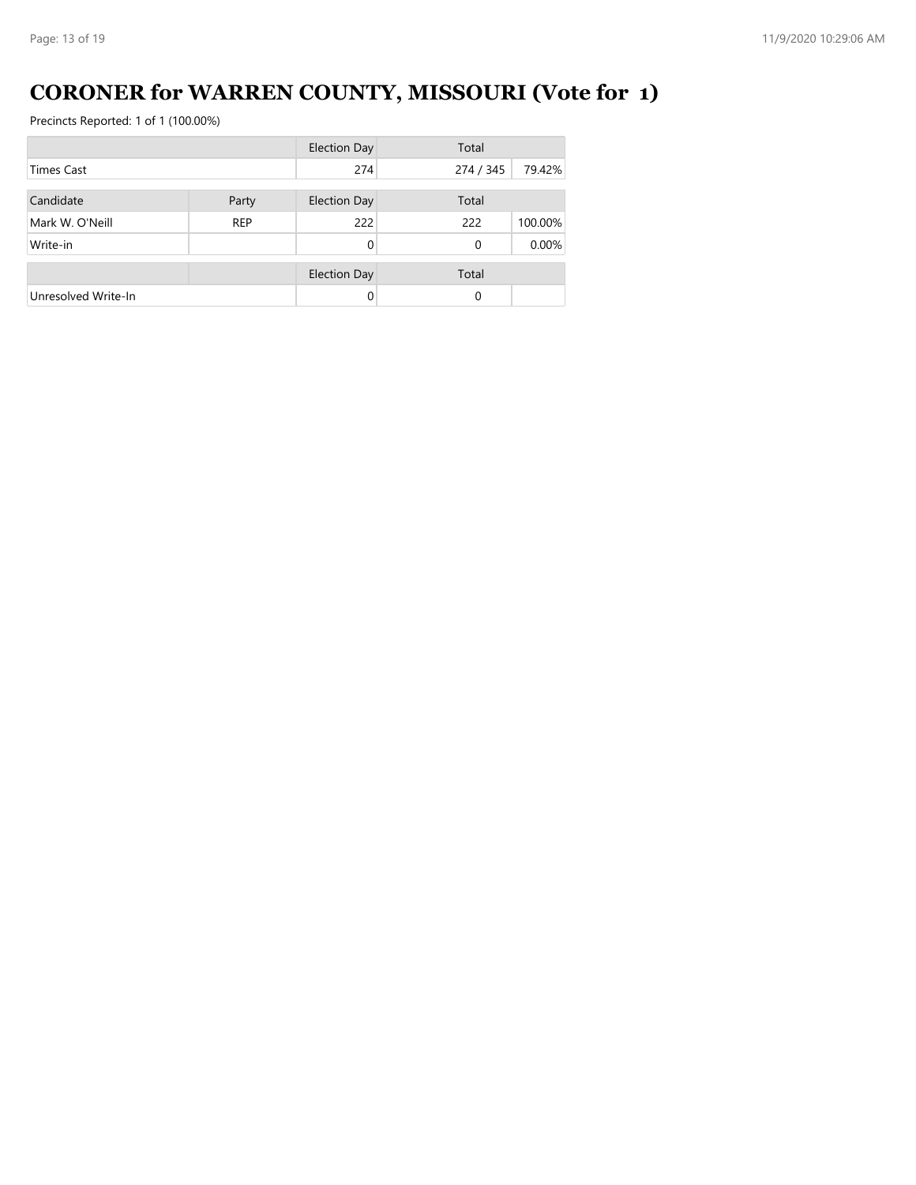# CORONER for WARREN COUNTY, MISSOURI (Vote for 1)

Precincts Reported: 1 of 1 (100.00%)

| | | Election Day | Total | |
|---|---|---|---|---|
| Times Cast | | 274 | 274 / 345 | 79.42% |

| Candidate | Party | Election Day | Total | |
|---|---|---|---|---|
| Mark W. O'Neill | REP | 222 | 222 | 100.00% |
| Write-in | | 0 | 0 | 0.00% |

| | | Election Day | Total | |
|---|---|---|---|---|
| Unresolved Write-In | | 0 | 0 | |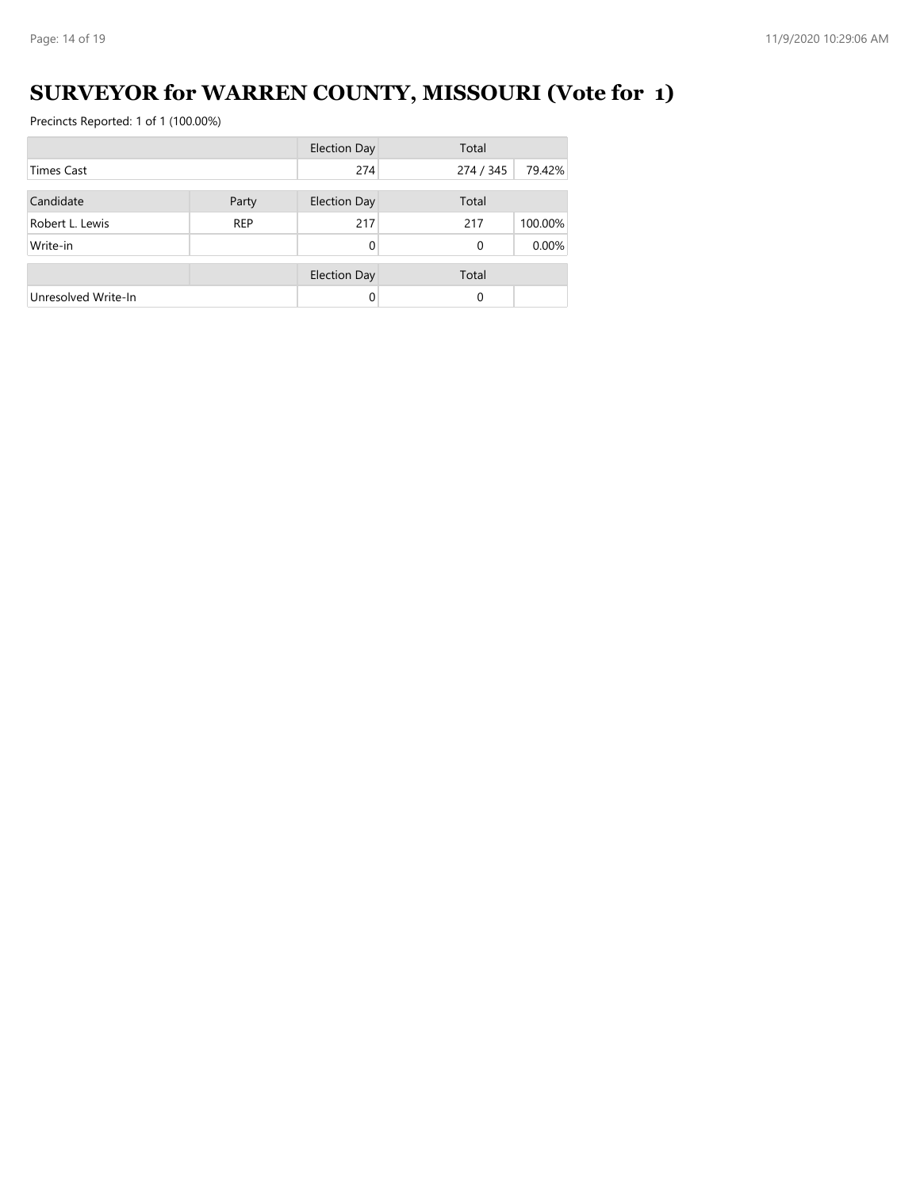# SURVEYOR for WARREN COUNTY, MISSOURI (Vote for 1)

Precincts Reported: 1 of 1 (100.00%)

| | | Election Day | Total | |
|---|---|---|---|---|
| Times Cast | | 274 | 274 / 345 | 79.42% |

| Candidate | Party | Election Day | Total | |
|---|---|---|---|---|
| Robert L. Lewis | REP | 217 | 217 | 100.00% |
| Write-in | | 0 | 0 | 0.00% |

| | | Election Day | Total | |
|---|---|---|---|---|
| Unresolved Write-In | | 0 | 0 | |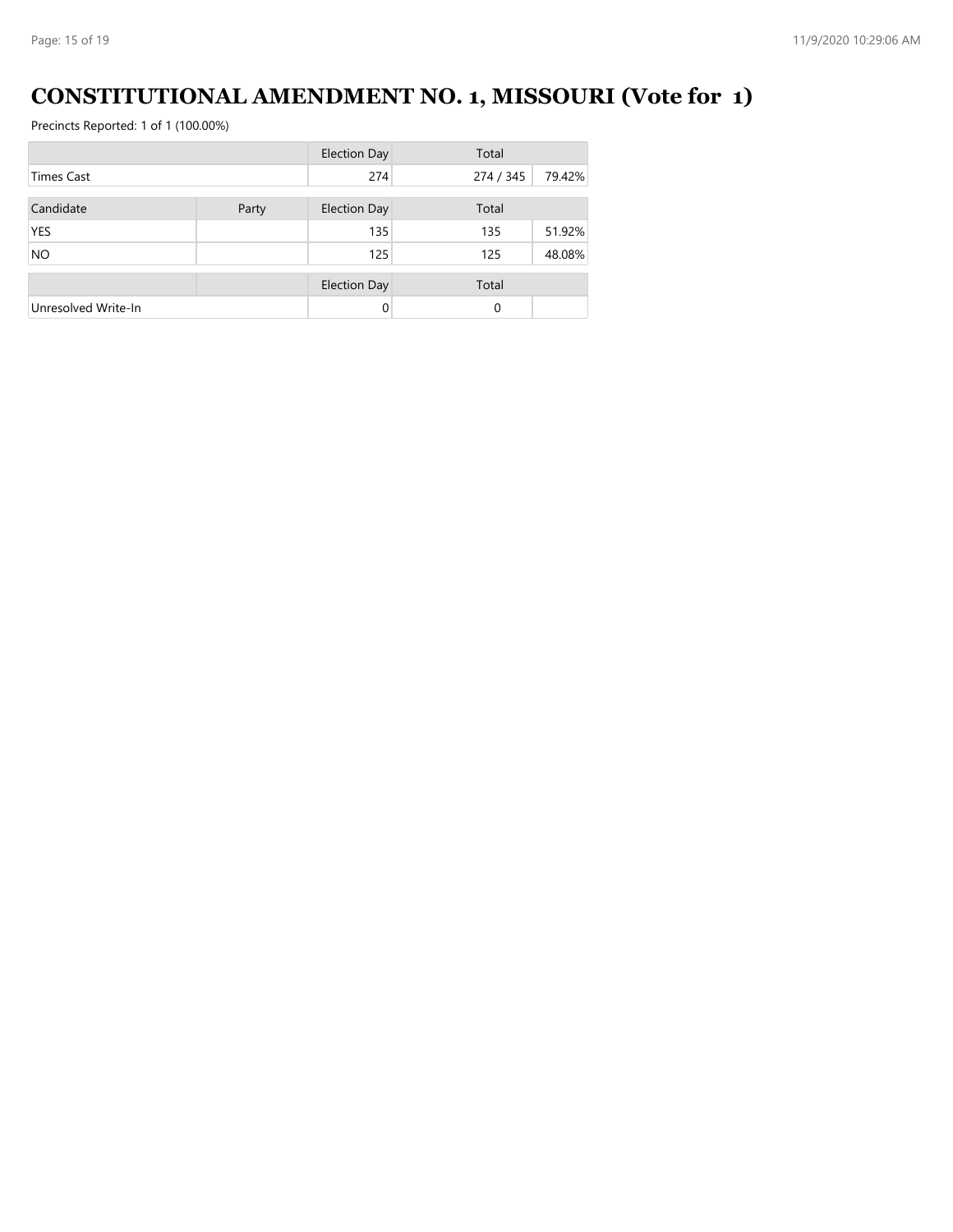# CONSTITUTIONAL AMENDMENT NO. 1, MISSOURI (Vote for 1)

Precincts Reported: 1 of 1 (100.00%)

| | | Election Day | Total | |
|---|---|---|---|---|
| Times Cast | | 274 | 274 / 345 | 79.42% |

| Candidate | Party | Election Day | Total | |
|---|---|---|---|---|
| YES | | 135 | 135 | 51.92% |
| NO | | 125 | 125 | 48.08% |

| | | Election Day | Total | |
|---|---|---|---|---|
| Unresolved Write-In | | 0 | 0 | |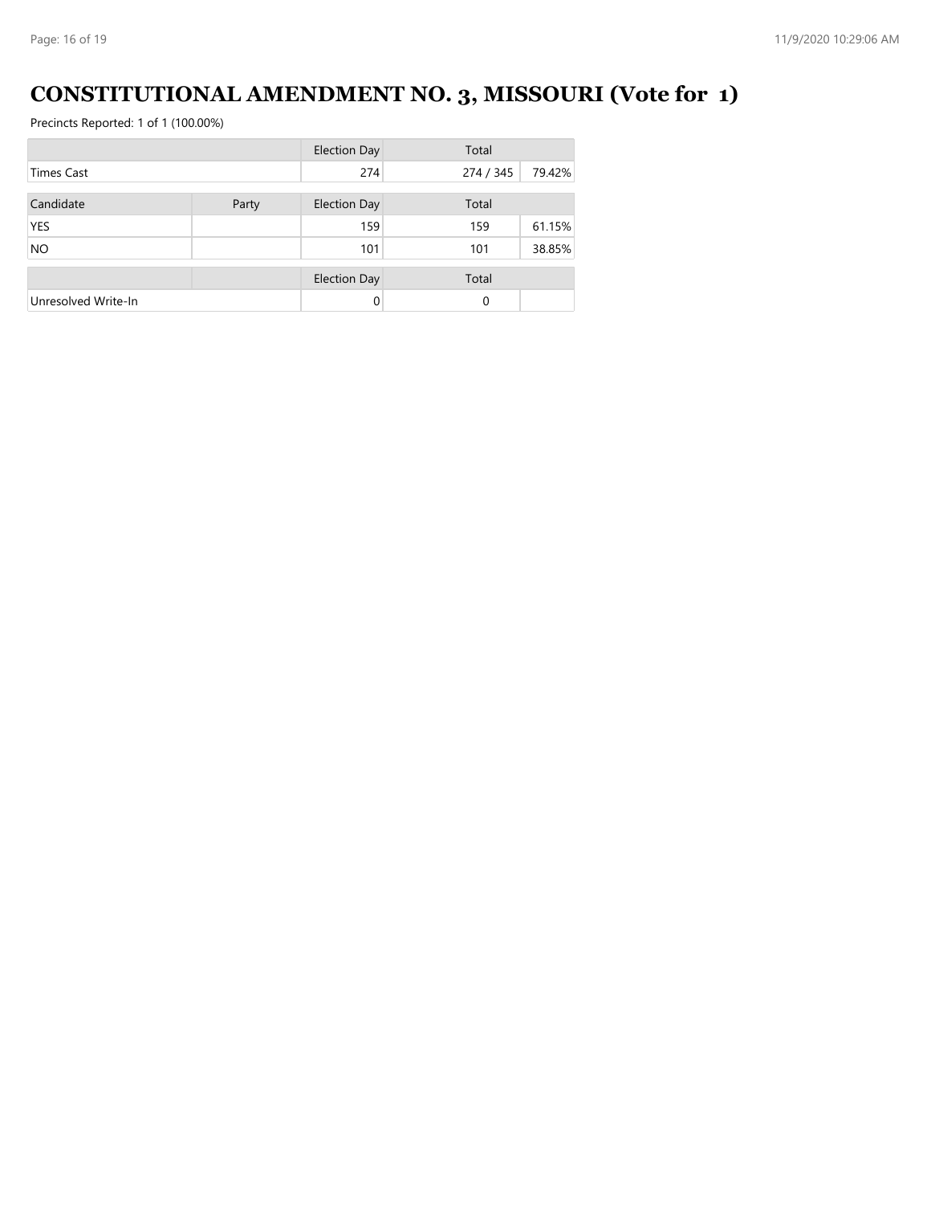# CONSTITUTIONAL AMENDMENT NO. 3, MISSOURI (Vote for 1)

Precincts Reported: 1 of 1 (100.00%)

| | | Election Day | Total | |
|---|---|---|---|---|
| Times Cast | | 274 | 274 / 345 | 79.42% |

| Candidate | Party | Election Day | Total | |
|---|---|---|---|---|
| YES | | 159 | 159 | 61.15% |
| NO | | 101 | 101 | 38.85% |

| | | Election Day | Total | |
|---|---|---|---|---|
| Unresolved Write-In | | 0 | 0 | |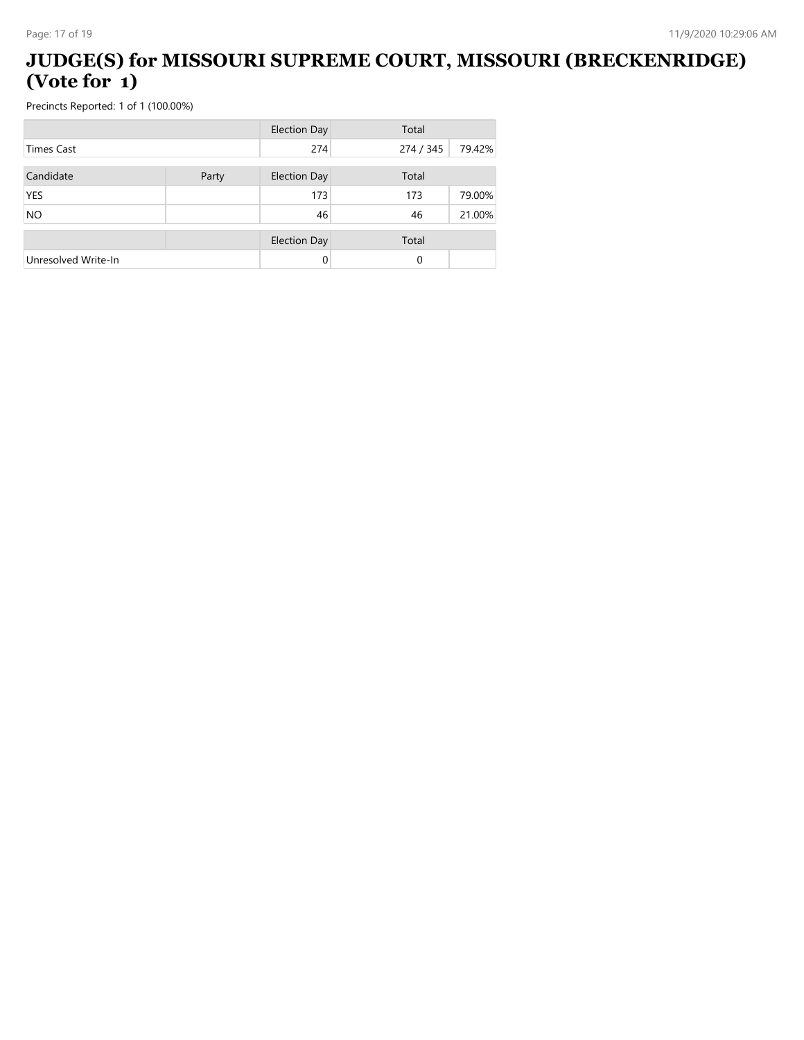# JUDGE(S) for MISSOURI SUPREME COURT, MISSOURI (BRECKENRIDGE) (Vote for 1)

Precincts Reported: 1 of 1 (100.00%)

| | | Election Day | Total | |
|---|---|---|---|---|
| Times Cast | | 274 | 274 / 345 | 79.42% |

| Candidate | Party | Election Day | Total | |
|---|---|---|---|---|
| YES | | 173 | 173 | 79.00% |
| NO | | 46 | 46 | 21.00% |

| | | Election Day | Total | |
|---|---|---|---|---|
| Unresolved Write-In | | 0 | 0 | |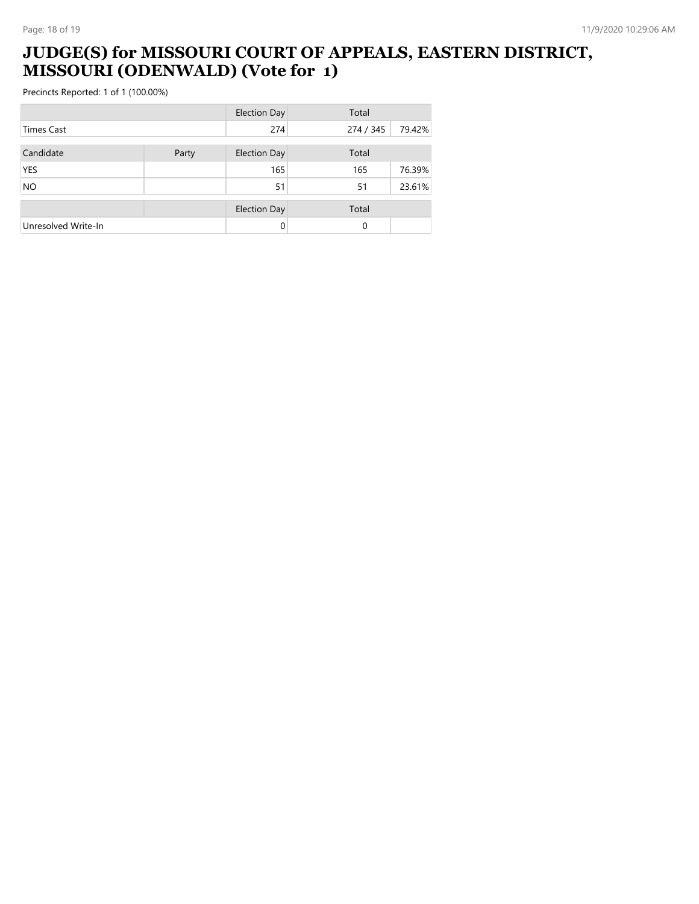# JUDGE(S) for MISSOURI COURT OF APPEALS, EASTERN DISTRICT, MISSOURI (ODENWALD) (Vote for 1)

Precincts Reported: 1 of 1 (100.00%)

| | | Election Day | Total | |
|---|---|---|---|---|
| Times Cast | | 274 | 274 / 345 | 79.42% |

| Candidate | Party | Election Day | Total | |
|---|---|---|---|---|
| YES | | 165 | 165 | 76.39% |
| NO | | 51 | 51 | 23.61% |

| | | Election Day | Total | |
|---|---|---|---|---|
| Unresolved Write-In | | 0 | 0 | |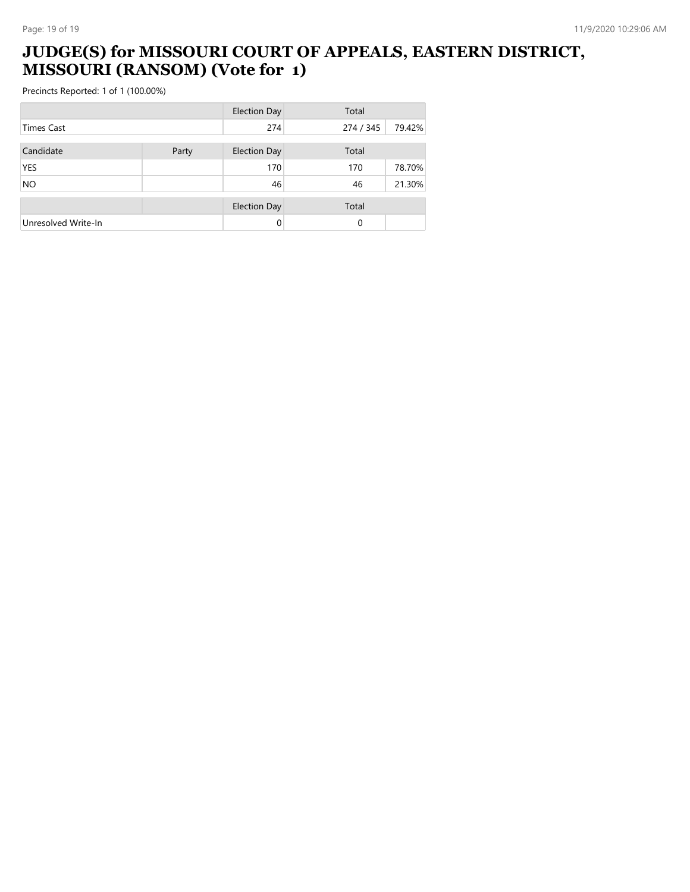# JUDGE(S) for MISSOURI COURT OF APPEALS, EASTERN DISTRICT, MISSOURI (RANSOM) (Vote for 1)

Precincts Reported: 1 of 1 (100.00%)

| | | Election Day | Total | |
|---|---|---|---|---|
| Times Cast | | 274 | 274 / 345 | 79.42% |

| Candidate | Party | Election Day | Total | |
|---|---|---|---|---|
| YES | | 170 | 170 | 78.70% |
| NO | | 46 | 46 | 21.30% |

| | | Election Day | Total | |
|---|---|---|---|---|
| Unresolved Write-In | | 0 | 0 | |